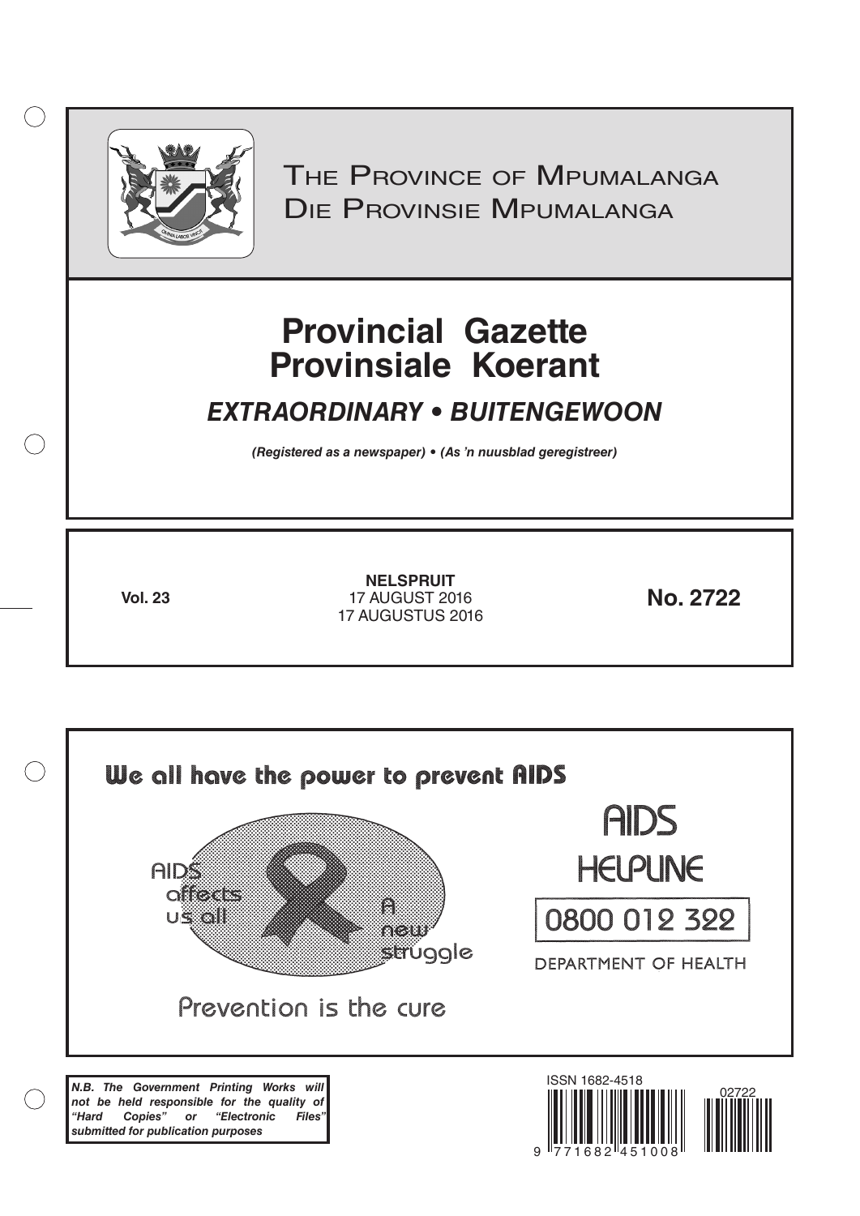# The Province of Mpumalanga
# Die Provinsie Mpumalanga

# Provincial Gazette
# Provinsiale Koerant

## *EXTRAORDINARY • BUITENGEWOON*

***(Registered as a newspaper) • (As 'n nuusblad geregistreer)***

**Vol. 23**

**NELSPRUIT**
17 AUGUST 2016
17 AUGUSTUS 2016

**No. 2722**

We all have the power to prevent AIDS

AIDS affects us all

A new struggle

Prevention is the cure

AIDS HELPLINE

0800 012 322

DEPARTMENT OF HEALTH

***N.B. The Government Printing Works will not be held responsible for the quality of "Hard Copies" or "Electronic Files" submitted for publication purposes***

ISSN 1682-4518

02722

9 771682 451008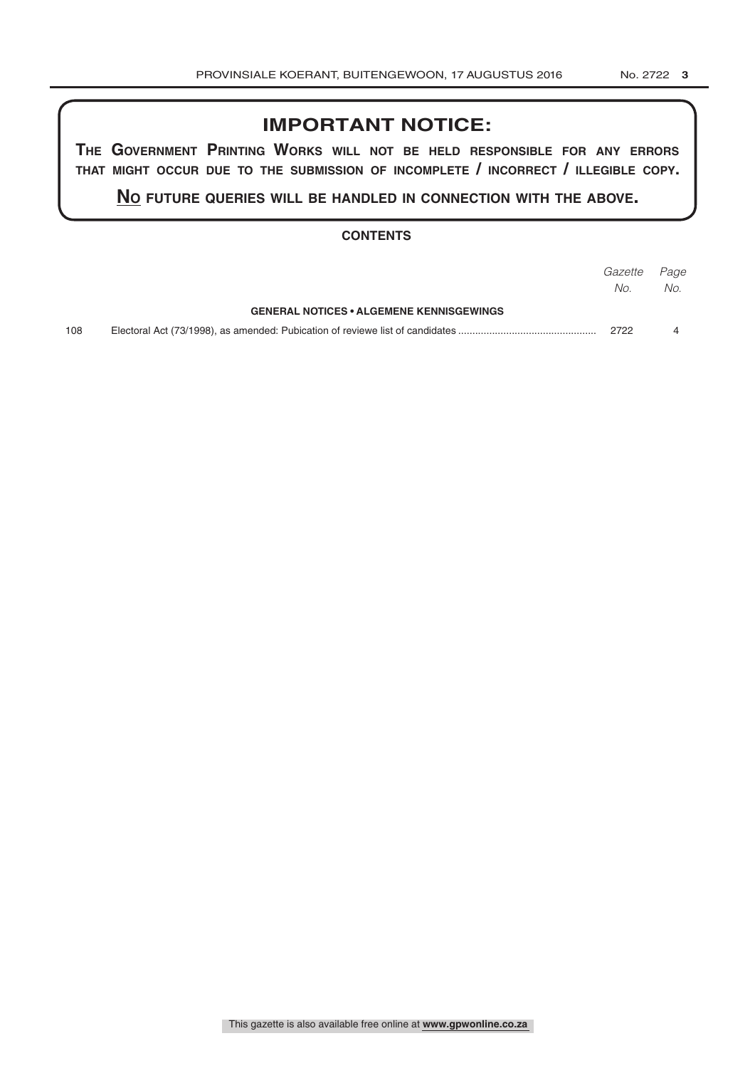## IMPORTANT NOTICE:

**THE GOVERNMENT PRINTING WORKS WILL NOT BE HELD RESPONSIBLE FOR ANY ERRORS THAT MIGHT OCCUR DUE TO THE SUBMISSION OF INCOMPLETE / INCORRECT / ILLEGIBLE COPY.**

**NO FUTURE QUERIES WILL BE HANDLED IN CONNECTION WITH THE ABOVE.**

### CONTENTS

| | | *Gazette No.* | *Page No.* |
|---|---|---|---|
| | **GENERAL NOTICES • ALGEMENE KENNISGEWINGS** | | |
| 108 | Electoral Act (73/1998), as amended: Pubication of reviewe list of candidates | 2722 | 4 |

This gazette is also available free online at **www.gpwonline.co.za**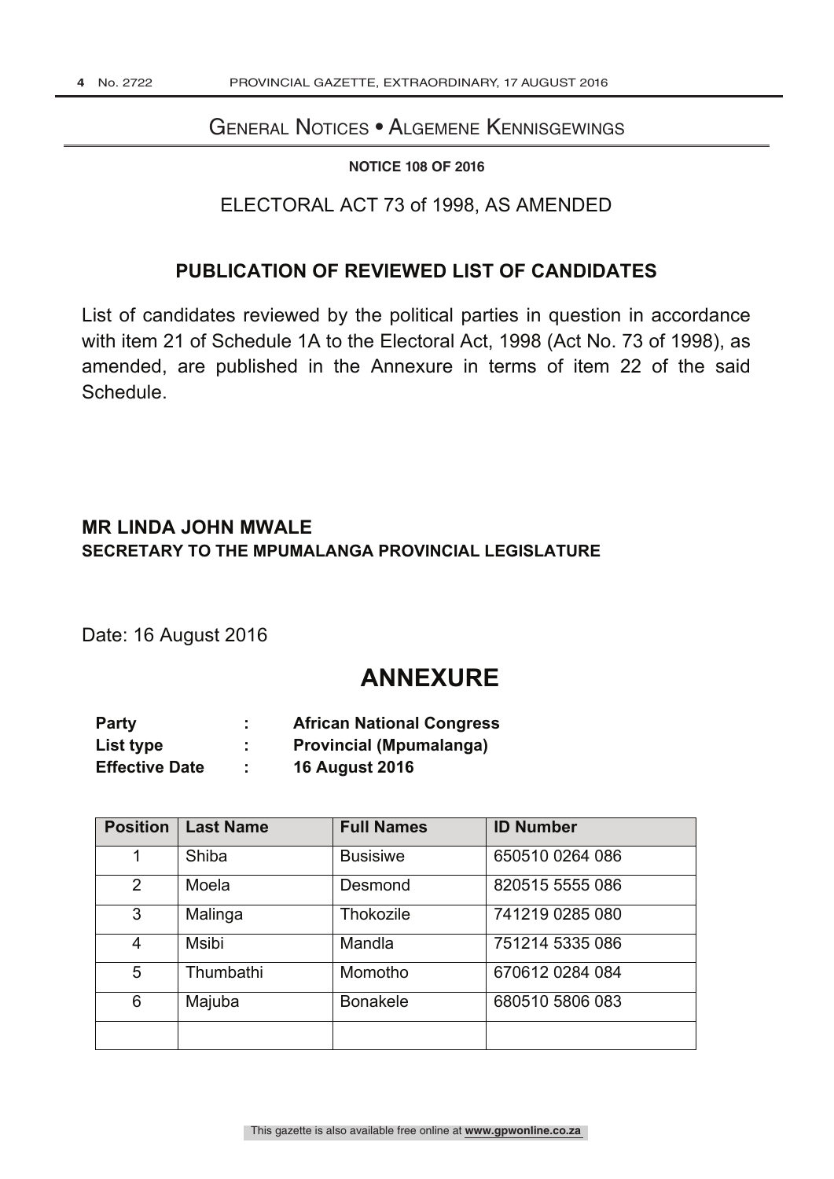## General Notices • Algemene Kennisgewings

**NOTICE 108 OF 2016**

ELECTORAL ACT 73 of 1998, AS AMENDED

### PUBLICATION OF REVIEWED LIST OF CANDIDATES

List of candidates reviewed by the political parties in question in accordance with item 21 of Schedule 1A to the Electoral Act, 1998 (Act No. 73 of 1998), as amended, are published in the Annexure in terms of item 22 of the said Schedule.

**MR LINDA JOHN MWALE**
**SECRETARY TO THE MPUMALANGA PROVINCIAL LEGISLATURE**

Date: 16 August 2016

## ANNEXURE

| | | |
|---|---|---|
| **Party** | **:** | **African National Congress** |
| **List type** | **:** | **Provincial (Mpumalanga)** |
| **Effective Date** | **:** | **16 August 2016** |

| Position | Last Name | Full Names | ID Number |
|---|---|---|---|
| 1 | Shiba | Busisiwe | 650510 0264 086 |
| 2 | Moela | Desmond | 820515 5555 086 |
| 3 | Malinga | Thokozile | 741219 0285 080 |
| 4 | Msibi | Mandla | 751214 5335 086 |
| 5 | Thumbathi | Momotho | 670612 0284 084 |
| 6 | Majuba | Bonakele | 680510 5806 083 |
| | | | |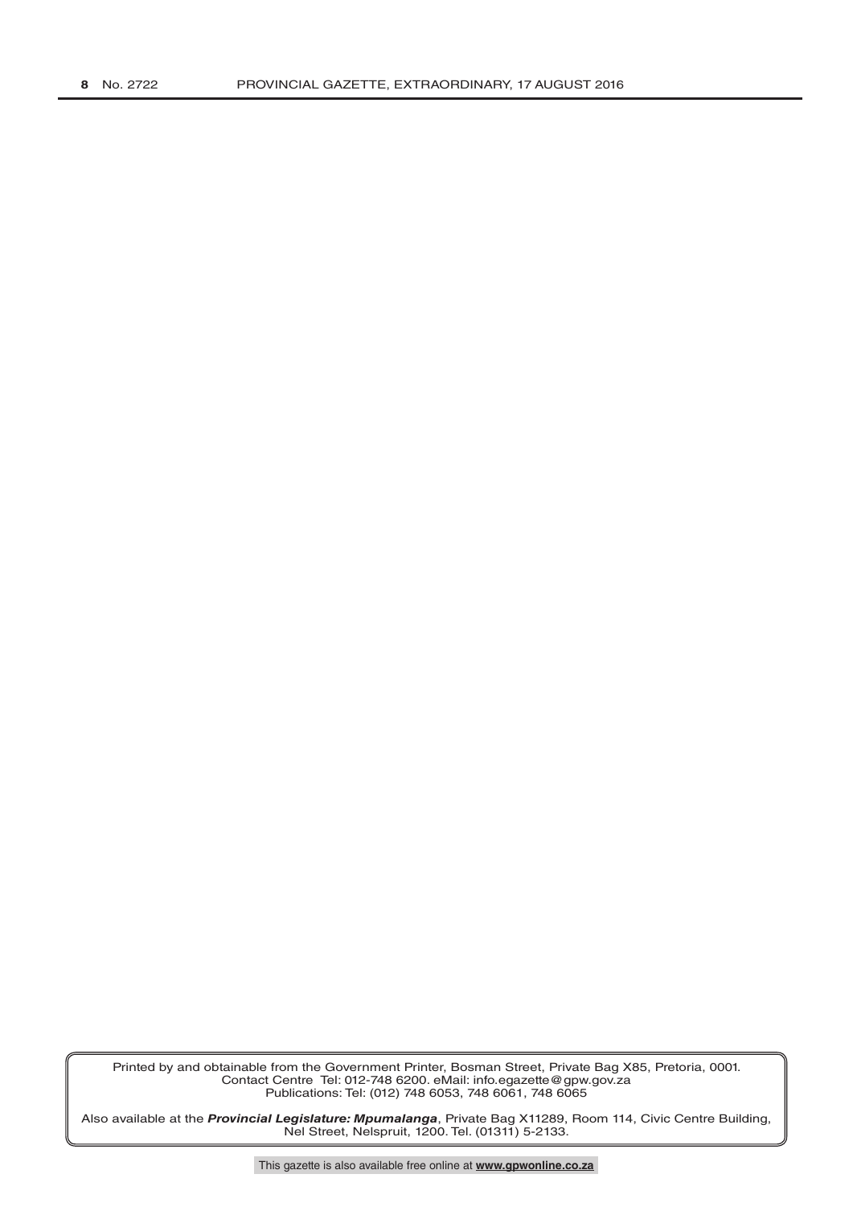Printed by and obtainable from the Government Printer, Bosman Street, Private Bag X85, Pretoria, 0001.
Contact Centre Tel: 012-748 6200. eMail: info.egazette@gpw.gov.za
Publications: Tel: (012) 748 6053, 748 6061, 748 6065

Also available at the ***Provincial Legislature: Mpumalanga***, Private Bag X11289, Room 114, Civic Centre Building, Nel Street, Nelspruit, 1200. Tel. (01311) 5-2133.

This gazette is also available free online at **www.gpwonline.co.za**